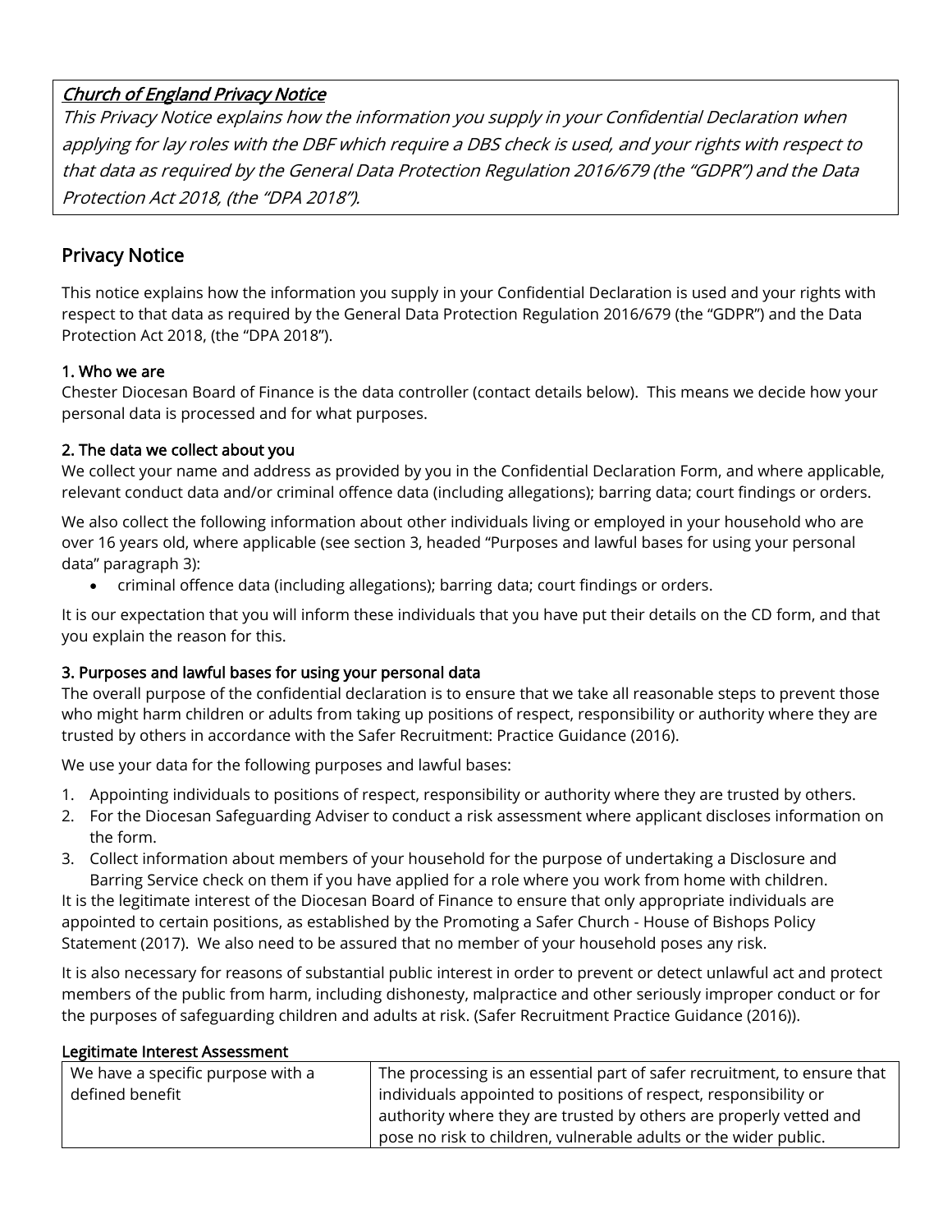*Church of England Privacy Notice*

*This Privacy Notice explains how the information you supply in your Confidential Declaration when applying for lay roles with the DBF which require a DBS check is used, and your rights with respect to that data as required by the General Data Protection Regulation 2016/679 (the "GDPR") and the Data Protection Act 2018, (the "DPA 2018").*

## Privacy Notice

This notice explains how the information you supply in your Confidential Declaration is used and your rights with respect to that data as required by the General Data Protection Regulation 2016/679 (the "GDPR") and the Data Protection Act 2018, (the "DPA 2018").

### 1. Who we are

Chester Diocesan Board of Finance is the data controller (contact details below). This means we decide how your personal data is processed and for what purposes.

### 2. The data we collect about you

We collect your name and address as provided by you in the Confidential Declaration Form, and where applicable, relevant conduct data and/or criminal offence data (including allegations); barring data; court findings or orders.

We also collect the following information about other individuals living or employed in your household who are over 16 years old, where applicable (see section 3, headed "Purposes and lawful bases for using your personal data" paragraph 3):

- criminal offence data (including allegations); barring data; court findings or orders.

It is our expectation that you will inform these individuals that you have put their details on the CD form, and that you explain the reason for this.

### 3. Purposes and lawful bases for using your personal data

The overall purpose of the confidential declaration is to ensure that we take all reasonable steps to prevent those who might harm children or adults from taking up positions of respect, responsibility or authority where they are trusted by others in accordance with the Safer Recruitment: Practice Guidance (2016).

We use your data for the following purposes and lawful bases:

1. Appointing individuals to positions of respect, responsibility or authority where they are trusted by others.
2. For the Diocesan Safeguarding Adviser to conduct a risk assessment where applicant discloses information on the form.
3. Collect information about members of your household for the purpose of undertaking a Disclosure and Barring Service check on them if you have applied for a role where you work from home with children.

It is the legitimate interest of the Diocesan Board of Finance to ensure that only appropriate individuals are appointed to certain positions, as established by the Promoting a Safer Church - House of Bishops Policy Statement (2017). We also need to be assured that no member of your household poses any risk.

It is also necessary for reasons of substantial public interest in order to prevent or detect unlawful act and protect members of the public from harm, including dishonesty, malpractice and other seriously improper conduct or for the purposes of safeguarding children and adults at risk. (Safer Recruitment Practice Guidance (2016)).

#### Legitimate Interest Assessment

| | |
|---|---|
| We have a specific purpose with a defined benefit | The processing is an essential part of safer recruitment, to ensure that individuals appointed to positions of respect, responsibility or authority where they are trusted by others are properly vetted and pose no risk to children, vulnerable adults or the wider public. |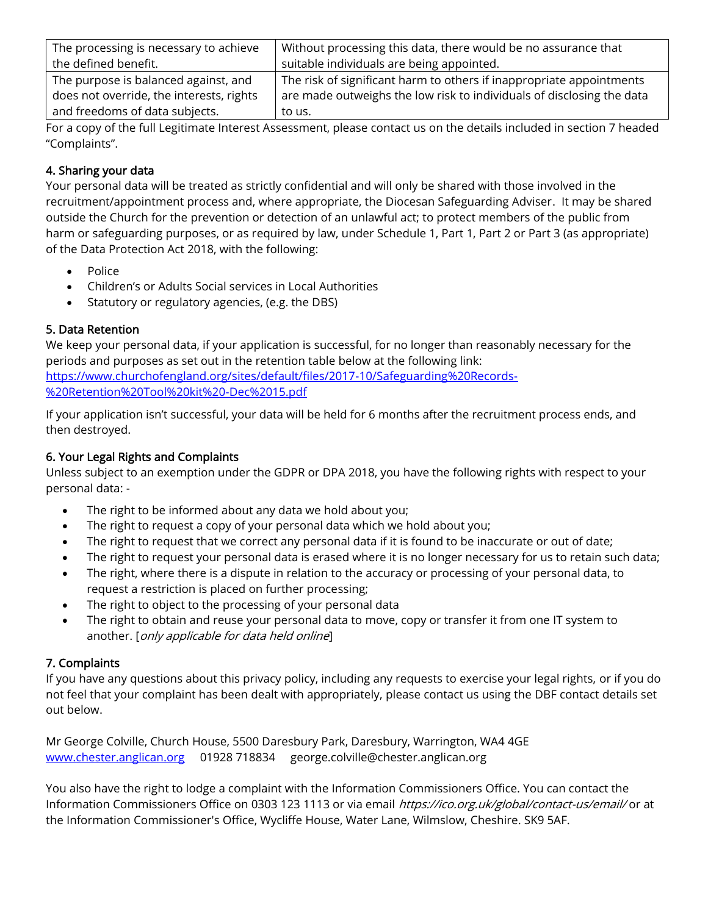| | |
|---|---|
| The processing is necessary to achieve the defined benefit. | Without processing this data, there would be no assurance that suitable individuals are being appointed. |
| The purpose is balanced against, and does not override, the interests, rights and freedoms of data subjects. | The risk of significant harm to others if inappropriate appointments are made outweighs the low risk to individuals of disclosing the data to us. |

For a copy of the full Legitimate Interest Assessment, please contact us on the details included in section 7 headed "Complaints".

### 4. Sharing your data

Your personal data will be treated as strictly confidential and will only be shared with those involved in the recruitment/appointment process and, where appropriate, the Diocesan Safeguarding Adviser. It may be shared outside the Church for the prevention or detection of an unlawful act; to protect members of the public from harm or safeguarding purposes, or as required by law, under Schedule 1, Part 1, Part 2 or Part 3 (as appropriate) of the Data Protection Act 2018, with the following:

- Police
- Children's or Adults Social services in Local Authorities
- Statutory or regulatory agencies, (e.g. the DBS)

### 5. Data Retention

We keep your personal data, if your application is successful, for no longer than reasonably necessary for the periods and purposes as set out in the retention table below at the following link:
[https://www.churchofengland.org/sites/default/files/2017-10/Safeguarding%20Records-%20Retention%20Tool%20kit%20-Dec%2015.pdf](https://www.churchofengland.org/sites/default/files/2017-10/Safeguarding%20Records-%20Retention%20Tool%20kit%20-Dec%2015.pdf)

If your application isn't successful, your data will be held for 6 months after the recruitment process ends, and then destroyed.

### 6. Your Legal Rights and Complaints

Unless subject to an exemption under the GDPR or DPA 2018, you have the following rights with respect to your personal data: -

- The right to be informed about any data we hold about you;
- The right to request a copy of your personal data which we hold about you;
- The right to request that we correct any personal data if it is found to be inaccurate or out of date;
- The right to request your personal data is erased where it is no longer necessary for us to retain such data;
- The right, where there is a dispute in relation to the accuracy or processing of your personal data, to request a restriction is placed on further processing;
- The right to object to the processing of your personal data
- The right to obtain and reuse your personal data to move, copy or transfer it from one IT system to another. [*only applicable for data held online*]

### 7. Complaints

If you have any questions about this privacy policy, including any requests to exercise your legal rights, or if you do not feel that your complaint has been dealt with appropriately, please contact us using the DBF contact details set out below.

Mr George Colville, Church House, 5500 Daresbury Park, Daresbury, Warrington, WA4 4GE
[www.chester.anglican.org](http://www.chester.anglican.org) 01928 718834 george.colville@chester.anglican.org

You also have the right to lodge a complaint with the Information Commissioners Office. You can contact the Information Commissioners Office on 0303 123 1113 or via email *https://ico.org.uk/global/contact-us/email/* or at the Information Commissioner's Office, Wycliffe House, Water Lane, Wilmslow, Cheshire. SK9 5AF.